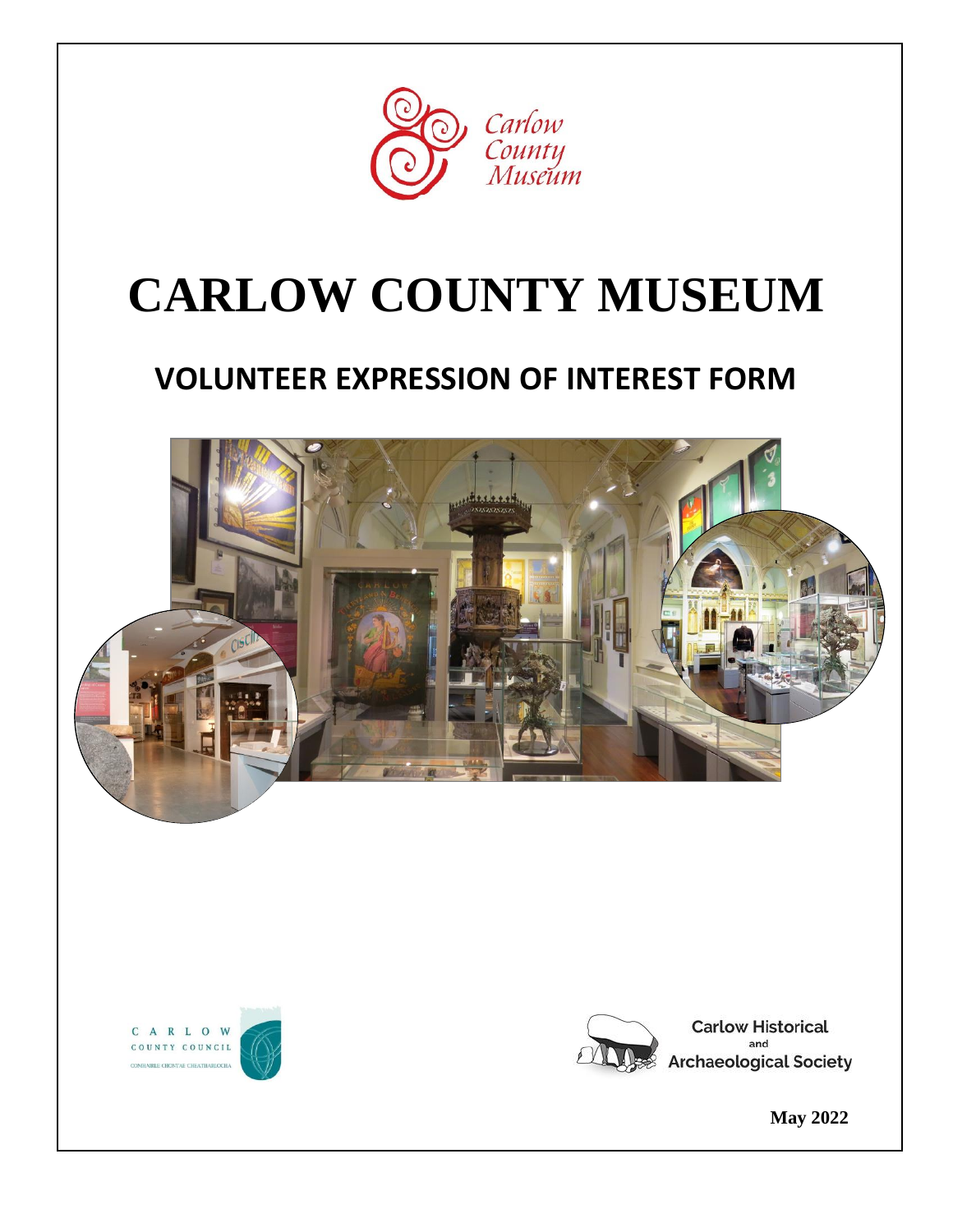Carlow County Museum

# CARLOW COUNTY MUSEUM

## VOLUNTEER EXPRESSION OF INTEREST FORM

CARLOW COUNTY COUNCIL

COMHAIRLE CHONTAE CHEATHARLACHA

Carlow Historical and Archaeological Society

**May 2022**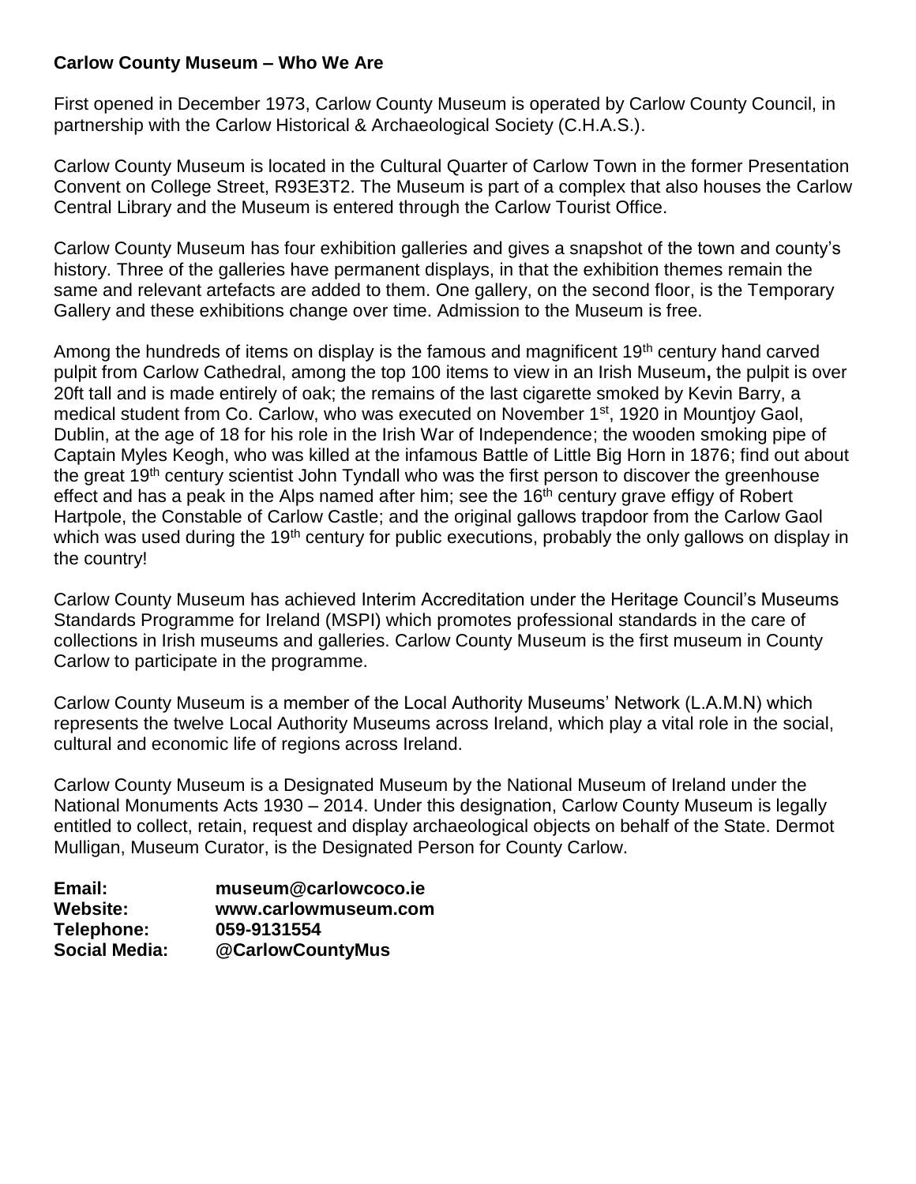**Carlow County Museum – Who We Are**

First opened in December 1973, Carlow County Museum is operated by Carlow County Council, in partnership with the Carlow Historical & Archaeological Society (C.H.A.S.).

Carlow County Museum is located in the Cultural Quarter of Carlow Town in the former Presentation Convent on College Street, R93E3T2. The Museum is part of a complex that also houses the Carlow Central Library and the Museum is entered through the Carlow Tourist Office.

Carlow County Museum has four exhibition galleries and gives a snapshot of the town and county's history. Three of the galleries have permanent displays, in that the exhibition themes remain the same and relevant artefacts are added to them. One gallery, on the second floor, is the Temporary Gallery and these exhibitions change over time. Admission to the Museum is free.

Among the hundreds of items on display is the famous and magnificent 19th century hand carved pulpit from Carlow Cathedral, among the top 100 items to view in an Irish Museum**,** the pulpit is over 20ft tall and is made entirely of oak; the remains of the last cigarette smoked by Kevin Barry, a medical student from Co. Carlow, who was executed on November 1st, 1920 in Mountjoy Gaol, Dublin, at the age of 18 for his role in the Irish War of Independence; the wooden smoking pipe of Captain Myles Keogh, who was killed at the infamous Battle of Little Big Horn in 1876; find out about the great 19th century scientist John Tyndall who was the first person to discover the greenhouse effect and has a peak in the Alps named after him; see the 16th century grave effigy of Robert Hartpole, the Constable of Carlow Castle; and the original gallows trapdoor from the Carlow Gaol which was used during the 19th century for public executions, probably the only gallows on display in the country!

Carlow County Museum has achieved Interim Accreditation under the Heritage Council's Museums Standards Programme for Ireland (MSPI) which promotes professional standards in the care of collections in Irish museums and galleries. Carlow County Museum is the first museum in County Carlow to participate in the programme.

Carlow County Museum is a member of the Local Authority Museums' Network (L.A.M.N) which represents the twelve Local Authority Museums across Ireland, which play a vital role in the social, cultural and economic life of regions across Ireland.

Carlow County Museum is a Designated Museum by the National Museum of Ireland under the National Monuments Acts 1930 – 2014. Under this designation, Carlow County Museum is legally entitled to collect, retain, request and display archaeological objects on behalf of the State. Dermot Mulligan, Museum Curator, is the Designated Person for County Carlow.

**Email:** **museum@carlowcoco.ie**
**Website:** **www.carlowmuseum.com**
**Telephone:** **059-9131554**
**Social Media:** **@CarlowCountyMus**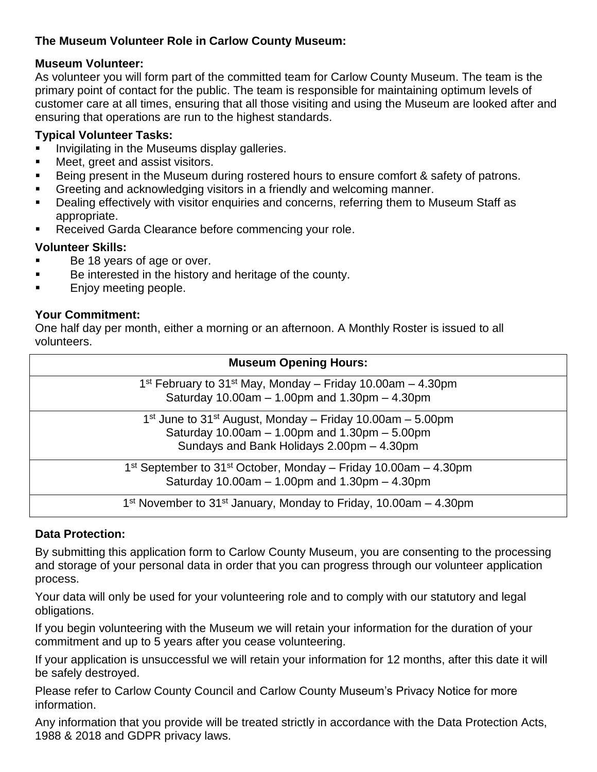**The Museum Volunteer Role in Carlow County Museum:**

**Museum Volunteer:**

As volunteer you will form part of the committed team for Carlow County Museum. The team is the primary point of contact for the public. The team is responsible for maintaining optimum levels of customer care at all times, ensuring that all those visiting and using the Museum are looked after and ensuring that operations are run to the highest standards.

**Typical Volunteer Tasks:**

- Invigilating in the Museums display galleries.
- Meet, greet and assist visitors.
- Being present in the Museum during rostered hours to ensure comfort & safety of patrons.
- Greeting and acknowledging visitors in a friendly and welcoming manner.
- Dealing effectively with visitor enquiries and concerns, referring them to Museum Staff as appropriate.
- Received Garda Clearance before commencing your role.

**Volunteer Skills:**

- Be 18 years of age or over.
- Be interested in the history and heritage of the county.
- Enjoy meeting people.

**Your Commitment:**

One half day per month, either a morning or an afternoon. A Monthly Roster is issued to all volunteers.

| **Museum Opening Hours:** |
|---|
| 1st February to 31st May, Monday – Friday 10.00am – 4.30pm<br>Saturday 10.00am – 1.00pm and 1.30pm – 4.30pm |
| 1st June to 31st August, Monday – Friday 10.00am – 5.00pm<br>Saturday 10.00am – 1.00pm and 1.30pm – 5.00pm<br>Sundays and Bank Holidays 2.00pm – 4.30pm |
| 1st September to 31st October, Monday – Friday 10.00am – 4.30pm<br>Saturday 10.00am – 1.00pm and 1.30pm – 4.30pm |
| 1st November to 31st January, Monday to Friday, 10.00am – 4.30pm |

**Data Protection:**

By submitting this application form to Carlow County Museum, you are consenting to the processing and storage of your personal data in order that you can progress through our volunteer application process.

Your data will only be used for your volunteering role and to comply with our statutory and legal obligations.

If you begin volunteering with the Museum we will retain your information for the duration of your commitment and up to 5 years after you cease volunteering.

If your application is unsuccessful we will retain your information for 12 months, after this date it will be safely destroyed.

Please refer to Carlow County Council and Carlow County Museum's Privacy Notice for more information.

Any information that you provide will be treated strictly in accordance with the Data Protection Acts, 1988 & 2018 and GDPR privacy laws.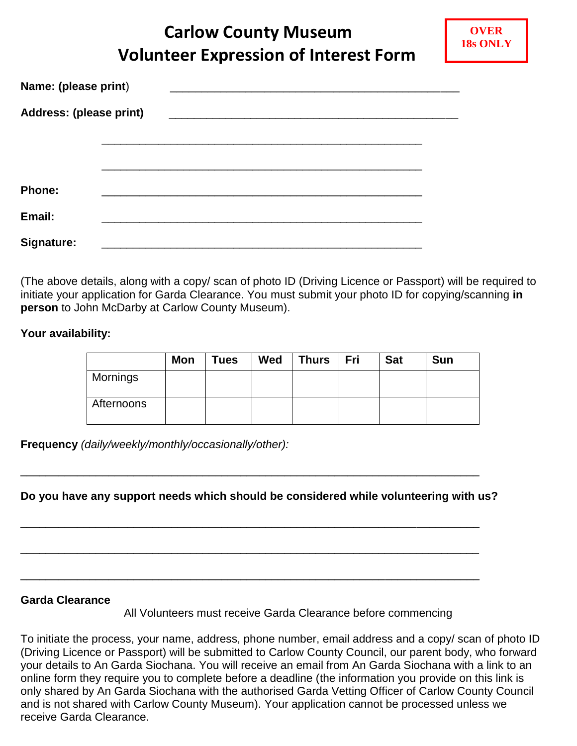# Carlow County Museum
# Volunteer Expression of Interest Form

**OVER 18s ONLY**

**Name: (please print)** \_\_\_\_\_\_\_\_\_\_\_\_\_\_\_\_\_\_\_\_\_\_\_\_\_\_\_\_\_\_\_\_\_\_\_\_\_\_\_\_\_\_\_\_

**Address: (please print)** \_\_\_\_\_\_\_\_\_\_\_\_\_\_\_\_\_\_\_\_\_\_\_\_\_\_\_\_\_\_\_\_\_\_\_\_\_\_\_\_\_\_\_\_

\_\_\_\_\_\_\_\_\_\_\_\_\_\_\_\_\_\_\_\_\_\_\_\_\_\_\_\_\_\_\_\_\_\_\_\_\_\_\_\_\_\_\_\_

\_\_\_\_\_\_\_\_\_\_\_\_\_\_\_\_\_\_\_\_\_\_\_\_\_\_\_\_\_\_\_\_\_\_\_\_\_\_\_\_\_\_\_\_

**Phone:** \_\_\_\_\_\_\_\_\_\_\_\_\_\_\_\_\_\_\_\_\_\_\_\_\_\_\_\_\_\_\_\_\_\_\_\_\_\_\_\_\_\_\_\_

**Email:** \_\_\_\_\_\_\_\_\_\_\_\_\_\_\_\_\_\_\_\_\_\_\_\_\_\_\_\_\_\_\_\_\_\_\_\_\_\_\_\_\_\_\_\_

**Signature:** \_\_\_\_\_\_\_\_\_\_\_\_\_\_\_\_\_\_\_\_\_\_\_\_\_\_\_\_\_\_\_\_\_\_\_\_\_\_\_\_\_\_\_\_

(The above details, along with a copy/ scan of photo ID (Driving Licence or Passport) will be required to initiate your application for Garda Clearance. You must submit your photo ID for copying/scanning **in person** to John McDarby at Carlow County Museum).

**Your availability:**

| | Mon | Tues | Wed | Thurs | Fri | Sat | Sun |
|---|---|---|---|---|---|---|---|
| Mornings | | | | | | | |
| Afternoons | | | | | | | |

**Frequency** *(daily/weekly/monthly/occasionally/other):*

\_\_\_\_\_\_\_\_\_\_\_\_\_\_\_\_\_\_\_\_\_\_\_\_\_\_\_\_\_\_\_\_\_\_\_\_\_\_\_\_\_\_\_\_\_\_\_\_\_\_\_\_\_\_\_\_\_\_\_\_

**Do you have any support needs which should be considered while volunteering with us?**

\_\_\_\_\_\_\_\_\_\_\_\_\_\_\_\_\_\_\_\_\_\_\_\_\_\_\_\_\_\_\_\_\_\_\_\_\_\_\_\_\_\_\_\_\_\_\_\_\_\_\_\_\_\_\_\_\_\_\_\_

\_\_\_\_\_\_\_\_\_\_\_\_\_\_\_\_\_\_\_\_\_\_\_\_\_\_\_\_\_\_\_\_\_\_\_\_\_\_\_\_\_\_\_\_\_\_\_\_\_\_\_\_\_\_\_\_\_\_\_\_

\_\_\_\_\_\_\_\_\_\_\_\_\_\_\_\_\_\_\_\_\_\_\_\_\_\_\_\_\_\_\_\_\_\_\_\_\_\_\_\_\_\_\_\_\_\_\_\_\_\_\_\_\_\_\_\_\_\_\_\_

**Garda Clearance**

All Volunteers must receive Garda Clearance before commencing

To initiate the process, your name, address, phone number, email address and a copy/ scan of photo ID (Driving Licence or Passport) will be submitted to Carlow County Council, our parent body, who forward your details to An Garda Siochana. You will receive an email from An Garda Siochana with a link to an online form they require you to complete before a deadline (the information you provide on this link is only shared by An Garda Siochana with the authorised Garda Vetting Officer of Carlow County Council and is not shared with Carlow County Museum). Your application cannot be processed unless we receive Garda Clearance.